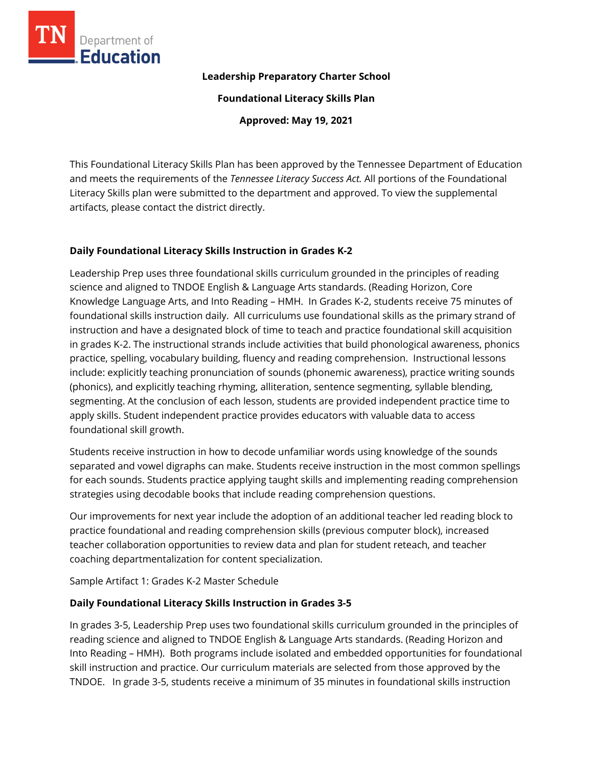**Leadership Preparatory Charter School**

**Foundational Literacy Skills Plan**

**Approved: May 19, 2021**

This Foundational Literacy Skills Plan has been approved by the Tennessee Department of Education and meets the requirements of the *Tennessee Literacy Success Act.* All portions of the Foundational Literacy Skills plan were submitted to the department and approved. To view the supplemental artifacts, please contact the district directly.

## Daily Foundational Literacy Skills Instruction in Grades K-2

Leadership Prep uses three foundational skills curriculum grounded in the principles of reading science and aligned to TNDOE English & Language Arts standards. (Reading Horizon, Core Knowledge Language Arts, and Into Reading – HMH. In Grades K-2, students receive 75 minutes of foundational skills instruction daily. All curriculums use foundational skills as the primary strand of instruction and have a designated block of time to teach and practice foundational skill acquisition in grades K-2. The instructional strands include activities that build phonological awareness, phonics practice, spelling, vocabulary building, fluency and reading comprehension. Instructional lessons include: explicitly teaching pronunciation of sounds (phonemic awareness), practice writing sounds (phonics), and explicitly teaching rhyming, alliteration, sentence segmenting, syllable blending, segmenting. At the conclusion of each lesson, students are provided independent practice time to apply skills. Student independent practice provides educators with valuable data to access foundational skill growth.

Students receive instruction in how to decode unfamiliar words using knowledge of the sounds separated and vowel digraphs can make. Students receive instruction in the most common spellings for each sounds. Students practice applying taught skills and implementing reading comprehension strategies using decodable books that include reading comprehension questions.

Our improvements for next year include the adoption of an additional teacher led reading block to practice foundational and reading comprehension skills (previous computer block), increased teacher collaboration opportunities to review data and plan for student reteach, and teacher coaching departmentalization for content specialization.

Sample Artifact 1: Grades K-2 Master Schedule

## Daily Foundational Literacy Skills Instruction in Grades 3-5

In grades 3-5, Leadership Prep uses two foundational skills curriculum grounded in the principles of reading science and aligned to TNDOE English & Language Arts standards. (Reading Horizon and Into Reading – HMH). Both programs include isolated and embedded opportunities for foundational skill instruction and practice. Our curriculum materials are selected from those approved by the TNDOE. In grade 3-5, students receive a minimum of 35 minutes in foundational skills instruction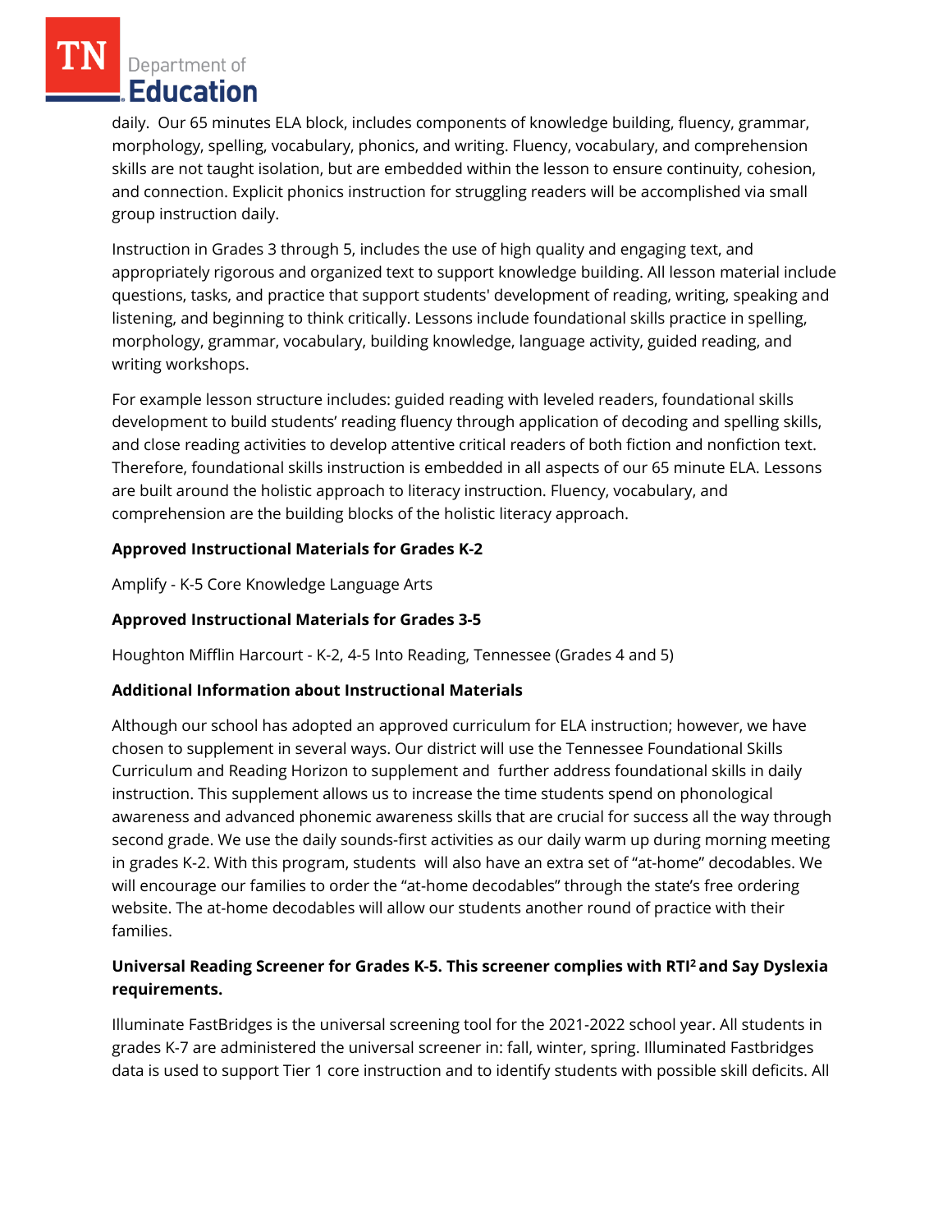daily. Our 65 minutes ELA block, includes components of knowledge building, fluency, grammar, morphology, spelling, vocabulary, phonics, and writing. Fluency, vocabulary, and comprehension skills are not taught isolation, but are embedded within the lesson to ensure continuity, cohesion, and connection. Explicit phonics instruction for struggling readers will be accomplished via small group instruction daily.

Instruction in Grades 3 through 5, includes the use of high quality and engaging text, and appropriately rigorous and organized text to support knowledge building. All lesson material include questions, tasks, and practice that support students' development of reading, writing, speaking and listening, and beginning to think critically. Lessons include foundational skills practice in spelling, morphology, grammar, vocabulary, building knowledge, language activity, guided reading, and writing workshops.

For example lesson structure includes: guided reading with leveled readers, foundational skills development to build students' reading fluency through application of decoding and spelling skills, and close reading activities to develop attentive critical readers of both fiction and nonfiction text. Therefore, foundational skills instruction is embedded in all aspects of our 65 minute ELA. Lessons are built around the holistic approach to literacy instruction. Fluency, vocabulary, and comprehension are the building blocks of the holistic literacy approach.

**Approved Instructional Materials for Grades K-2**

Amplify - K-5 Core Knowledge Language Arts

**Approved Instructional Materials for Grades 3-5**

Houghton Mifflin Harcourt - K-2, 4-5 Into Reading, Tennessee (Grades 4 and 5)

**Additional Information about Instructional Materials**

Although our school has adopted an approved curriculum for ELA instruction; however, we have chosen to supplement in several ways. Our district will use the Tennessee Foundational Skills Curriculum and Reading Horizon to supplement and further address foundational skills in daily instruction. This supplement allows us to increase the time students spend on phonological awareness and advanced phonemic awareness skills that are crucial for success all the way through second grade. We use the daily sounds-first activities as our daily warm up during morning meeting in grades K-2. With this program, students will also have an extra set of "at-home" decodables. We will encourage our families to order the "at-home decodables" through the state's free ordering website. The at-home decodables will allow our students another round of practice with their families.

**Universal Reading Screener for Grades K-5. This screener complies with RTI$^2$ and Say Dyslexia requirements.**

Illuminate FastBridges is the universal screening tool for the 2021-2022 school year. All students in grades K-7 are administered the universal screener in: fall, winter, spring. Illuminated Fastbridges data is used to support Tier 1 core instruction and to identify students with possible skill deficits. All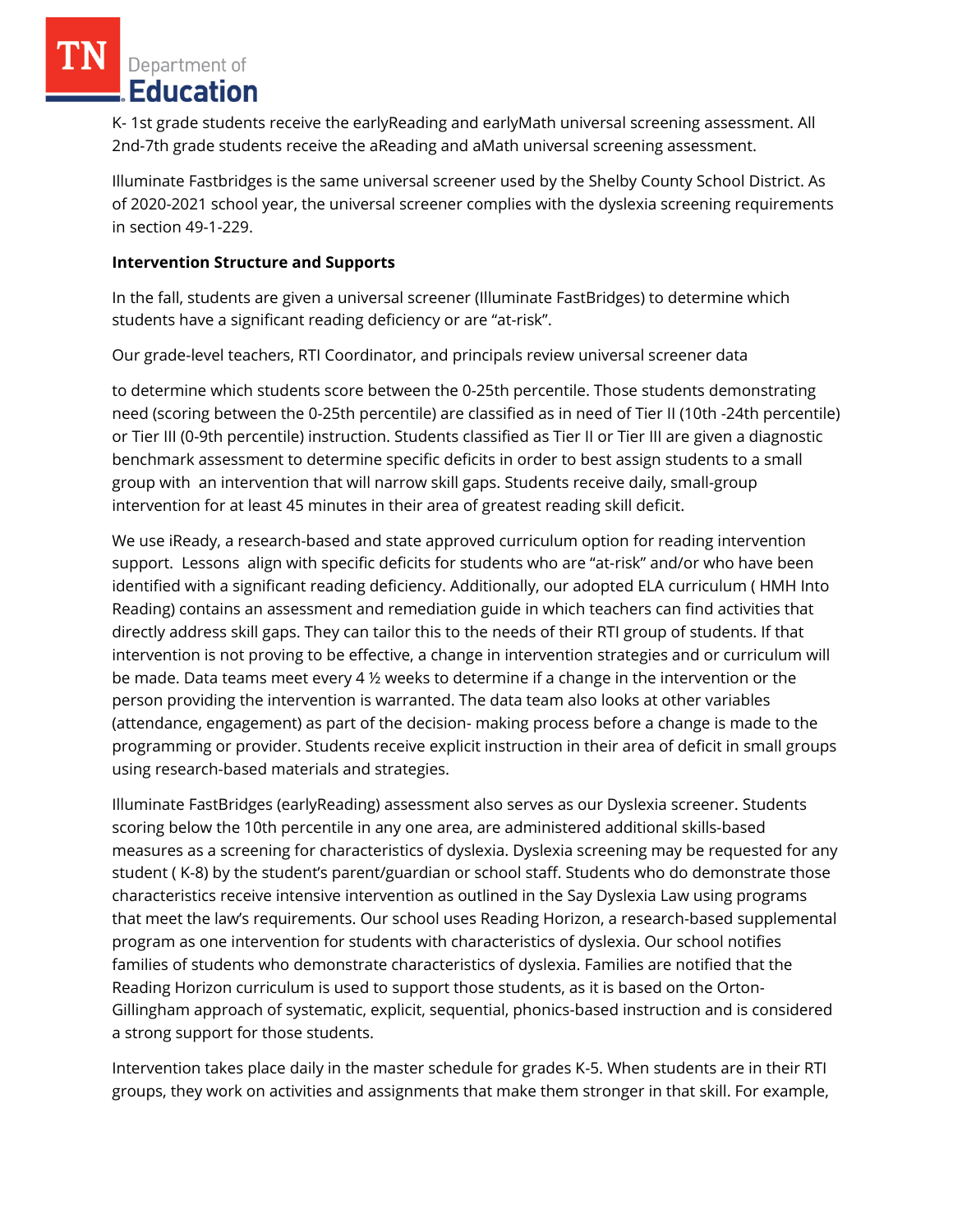K- 1st grade students receive the earlyReading and earlyMath universal screening assessment. All 2nd-7th grade students receive the aReading and aMath universal screening assessment.

Illuminate Fastbridges is the same universal screener used by the Shelby County School District. As of 2020-2021 school year, the universal screener complies with the dyslexia screening requirements in section 49-1-229.

**Intervention Structure and Supports**

In the fall, students are given a universal screener (Illuminate FastBridges) to determine which students have a significant reading deficiency or are "at-risk".

Our grade-level teachers, RTI Coordinator, and principals review universal screener data

to determine which students score between the 0-25th percentile. Those students demonstrating need (scoring between the 0-25th percentile) are classified as in need of Tier II (10th -24th percentile) or Tier III (0-9th percentile) instruction. Students classified as Tier II or Tier III are given a diagnostic benchmark assessment to determine specific deficits in order to best assign students to a small group with an intervention that will narrow skill gaps. Students receive daily, small-group intervention for at least 45 minutes in their area of greatest reading skill deficit.

We use iReady, a research-based and state approved curriculum option for reading intervention support. Lessons align with specific deficits for students who are "at-risk" and/or who have been identified with a significant reading deficiency. Additionally, our adopted ELA curriculum ( HMH Into Reading) contains an assessment and remediation guide in which teachers can find activities that directly address skill gaps. They can tailor this to the needs of their RTI group of students. If that intervention is not proving to be effective, a change in intervention strategies and or curriculum will be made. Data teams meet every 4 ½ weeks to determine if a change in the intervention or the person providing the intervention is warranted. The data team also looks at other variables (attendance, engagement) as part of the decision- making process before a change is made to the programming or provider. Students receive explicit instruction in their area of deficit in small groups using research-based materials and strategies.

Illuminate FastBridges (earlyReading) assessment also serves as our Dyslexia screener. Students scoring below the 10th percentile in any one area, are administered additional skills-based measures as a screening for characteristics of dyslexia. Dyslexia screening may be requested for any student ( K-8) by the student's parent/guardian or school staff. Students who do demonstrate those characteristics receive intensive intervention as outlined in the Say Dyslexia Law using programs that meet the law's requirements. Our school uses Reading Horizon, a research-based supplemental program as one intervention for students with characteristics of dyslexia. Our school notifies families of students who demonstrate characteristics of dyslexia. Families are notified that the Reading Horizon curriculum is used to support those students, as it is based on the Orton-Gillingham approach of systematic, explicit, sequential, phonics-based instruction and is considered a strong support for those students.

Intervention takes place daily in the master schedule for grades K-5. When students are in their RTI groups, they work on activities and assignments that make them stronger in that skill. For example,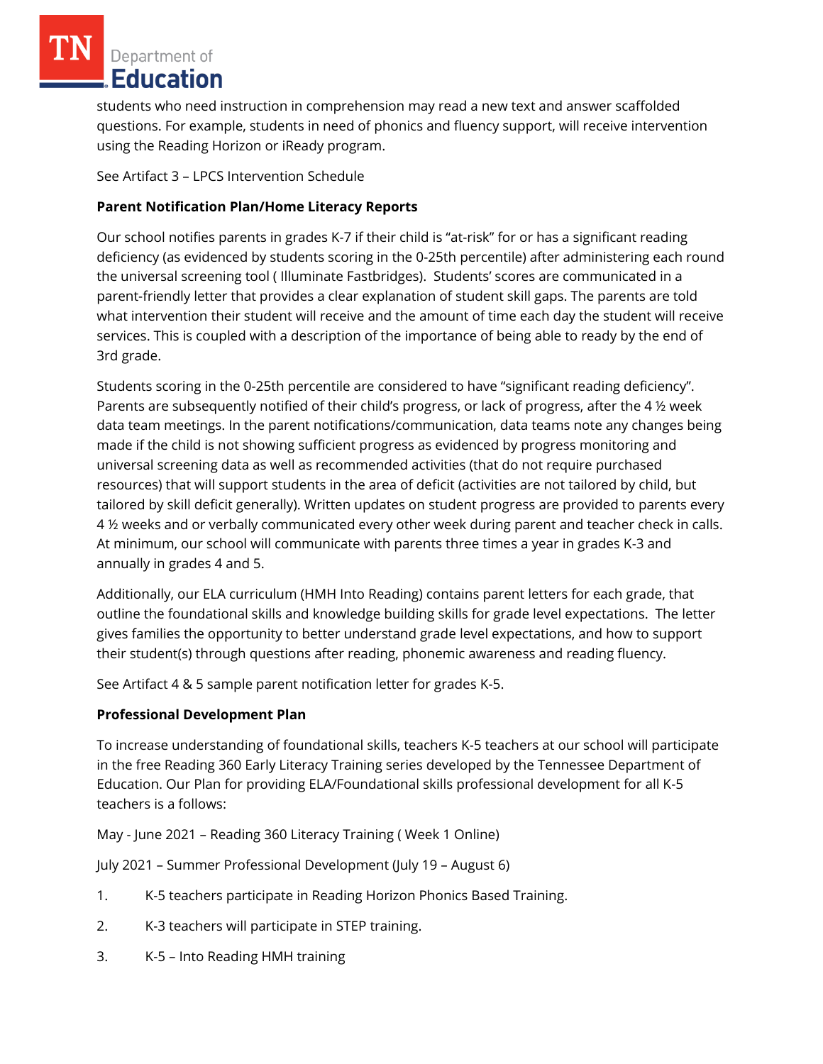students who need instruction in comprehension may read a new text and answer scaffolded questions. For example, students in need of phonics and fluency support, will receive intervention using the Reading Horizon or iReady program.

See Artifact 3 – LPCS Intervention Schedule

**Parent Notification Plan/Home Literacy Reports**

Our school notifies parents in grades K-7 if their child is "at-risk" for or has a significant reading deficiency (as evidenced by students scoring in the 0-25th percentile) after administering each round the universal screening tool ( Illuminate Fastbridges). Students' scores are communicated in a parent-friendly letter that provides a clear explanation of student skill gaps. The parents are told what intervention their student will receive and the amount of time each day the student will receive services. This is coupled with a description of the importance of being able to ready by the end of 3rd grade.

Students scoring in the 0-25th percentile are considered to have "significant reading deficiency". Parents are subsequently notified of their child's progress, or lack of progress, after the 4 ½ week data team meetings. In the parent notifications/communication, data teams note any changes being made if the child is not showing sufficient progress as evidenced by progress monitoring and universal screening data as well as recommended activities (that do not require purchased resources) that will support students in the area of deficit (activities are not tailored by child, but tailored by skill deficit generally). Written updates on student progress are provided to parents every 4 ½ weeks and or verbally communicated every other week during parent and teacher check in calls. At minimum, our school will communicate with parents three times a year in grades K-3 and annually in grades 4 and 5.

Additionally, our ELA curriculum (HMH Into Reading) contains parent letters for each grade, that outline the foundational skills and knowledge building skills for grade level expectations. The letter gives families the opportunity to better understand grade level expectations, and how to support their student(s) through questions after reading, phonemic awareness and reading fluency.

See Artifact 4 & 5 sample parent notification letter for grades K-5.

**Professional Development Plan**

To increase understanding of foundational skills, teachers K-5 teachers at our school will participate in the free Reading 360 Early Literacy Training series developed by the Tennessee Department of Education. Our Plan for providing ELA/Foundational skills professional development for all K-5 teachers is a follows:

May - June 2021 – Reading 360 Literacy Training ( Week 1 Online)

July 2021 – Summer Professional Development (July 19 – August 6)

1. K-5 teachers participate in Reading Horizon Phonics Based Training.
2. K-3 teachers will participate in STEP training.
3. K-5 – Into Reading HMH training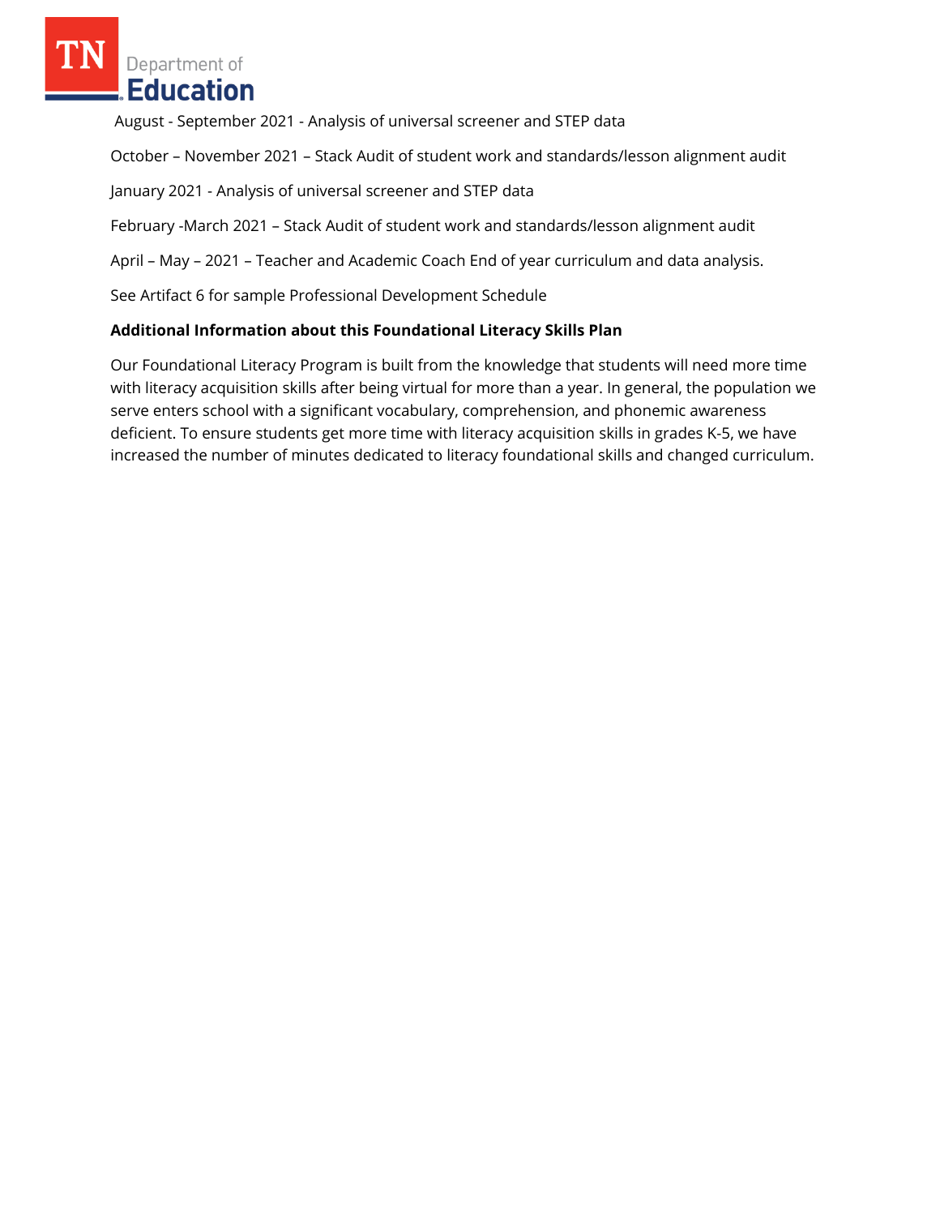August - September 2021 - Analysis of universal screener and STEP data

October – November 2021 – Stack Audit of student work and standards/lesson alignment audit

January 2021 - Analysis of universal screener and STEP data

February -March 2021 – Stack Audit of student work and standards/lesson alignment audit

April – May – 2021 – Teacher and Academic Coach End of year curriculum and data analysis.

See Artifact 6 for sample Professional Development Schedule

**Additional Information about this Foundational Literacy Skills Plan**

Our Foundational Literacy Program is built from the knowledge that students will need more time with literacy acquisition skills after being virtual for more than a year. In general, the population we serve enters school with a significant vocabulary, comprehension, and phonemic awareness deficient. To ensure students get more time with literacy acquisition skills in grades K-5, we have increased the number of minutes dedicated to literacy foundational skills and changed curriculum.